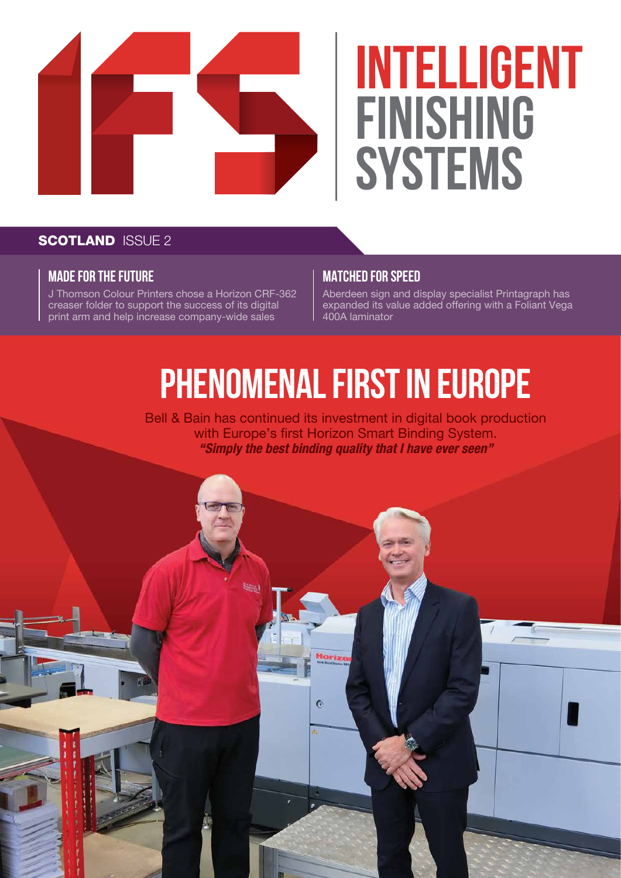# IFS INTELLIGENT FINISHING SYSTEMS

**SCOTLAND** ISSUE 2

## MADE FOR THE FUTURE

J Thomson Colour Printers chose a Horizon CRF-362 creaser folder to support the success of its digital print arm and help increase company-wide sales

## MATCHED FOR SPEED

Aberdeen sign and display specialist Printagraph has expanded its value added offering with a Foliant Vega 400A laminator

# PHENOMENAL FIRST IN EUROPE

Bell & Bain has continued its investment in digital book production with Europe's first Horizon Smart Binding System.

***"Simply the best binding quality that I have ever seen"***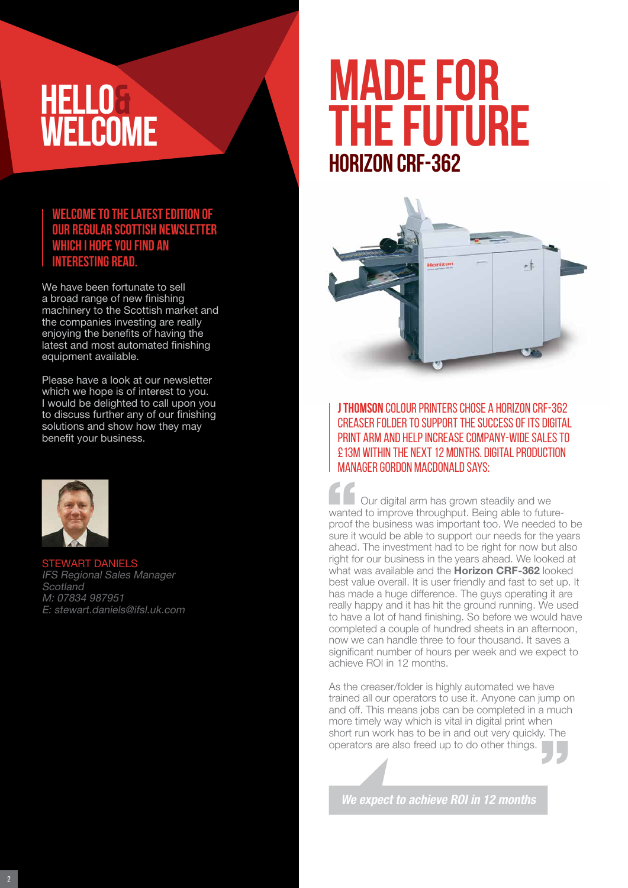# HELLO & WELCOME

**WELCOME TO THE LATEST EDITION OF OUR REGULAR SCOTTISH NEWSLETTER WHICH I HOPE YOU FIND AN INTERESTING READ.**

We have been fortunate to sell a broad range of new finishing machinery to the Scottish market and the companies investing are really enjoying the benefits of having the latest and most automated finishing equipment available.

Please have a look at our newsletter which we hope is of interest to you. I would be delighted to call upon you to discuss further any of our finishing solutions and show how they may benefit your business.

STEWART DANIELS
*IFS Regional Sales Manager*
*Scotland*
*M: 07834 987951*
*E: stewart.daniels@ifsl.uk.com*

# MADE FOR THE FUTURE

## HORIZON CRF-362

**J THOMSON COLOUR PRINTERS CHOSE A HORIZON CRF-362 CREASER FOLDER TO SUPPORT THE SUCCESS OF ITS DIGITAL PRINT ARM AND HELP INCREASE COMPANY-WIDE SALES TO £13M WITHIN THE NEXT 12 MONTHS. DIGITAL PRODUCTION MANAGER GORDON MACDONALD SAYS:**

"Our digital arm has grown steadily and we wanted to improve throughput. Being able to future-proof the business was important too. We needed to be sure it would be able to support our needs for the years ahead. The investment had to be right for now but also right for our business in the years ahead. We looked at what was available and the **Horizon CRF-362** looked best value overall. It is user friendly and fast to set up. It has made a huge difference. The guys operating it are really happy and it has hit the ground running. We used to have a lot of hand finishing. So before we would have completed a couple of hundred sheets in an afternoon, now we can handle three to four thousand. It saves a significant number of hours per week and we expect to achieve ROI in 12 months.

As the creaser/folder is highly automated we have trained all our operators to use it. Anyone can jump on and off. This means jobs can be completed in a much more timely way which is vital in digital print when short run work has to be in and out very quickly. The operators are also freed up to do other things."

*We expect to achieve ROI in 12 months*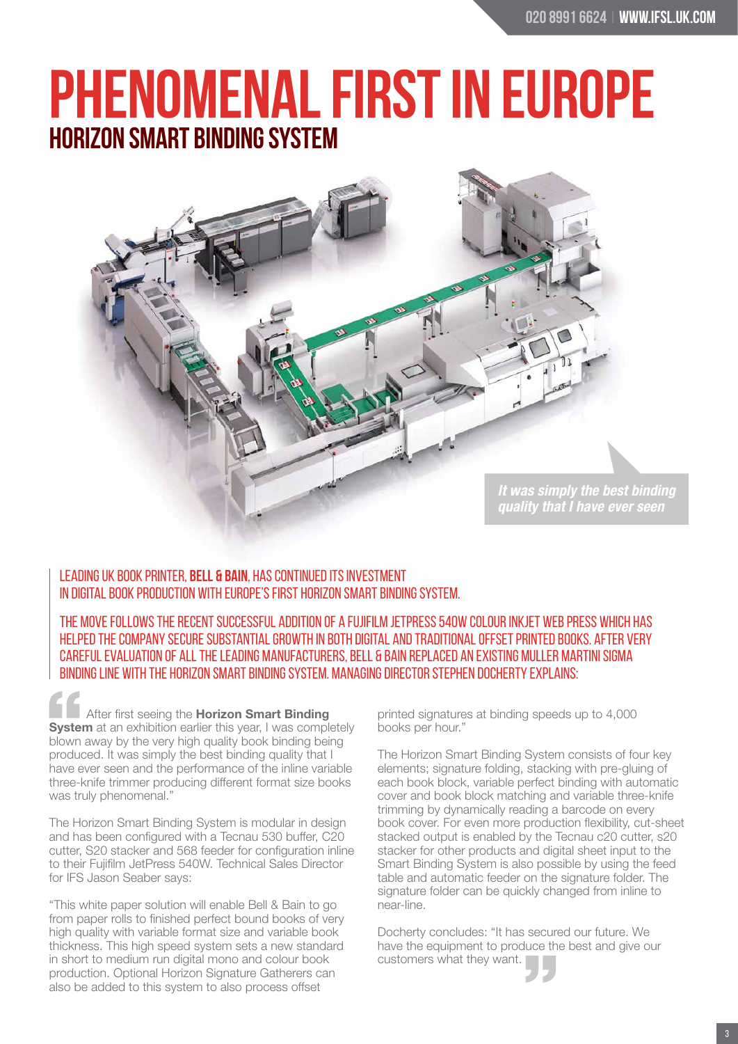# PHENOMENAL FIRST IN EUROPE

## HORIZON SMART BINDING SYSTEM

*It was simply the best binding quality that I have ever seen*

LEADING UK BOOK PRINTER, **BELL & BAIN**, HAS CONTINUED ITS INVESTMENT IN DIGITAL BOOK PRODUCTION WITH EUROPE'S FIRST HORIZON SMART BINDING SYSTEM.

THE MOVE FOLLOWS THE RECENT SUCCESSFUL ADDITION OF A FUJIFILM JETPRESS 540W COLOUR INKJET WEB PRESS WHICH HAS HELPED THE COMPANY SECURE SUBSTANTIAL GROWTH IN BOTH DIGITAL AND TRADITIONAL OFFSET PRINTED BOOKS. AFTER VERY CAREFUL EVALUATION OF ALL THE LEADING MANUFACTURERS, BELL & BAIN REPLACED AN EXISTING MULLER MARTINI SIGMA BINDING LINE WITH THE HORIZON SMART BINDING SYSTEM. MANAGING DIRECTOR STEPHEN DOCHERTY EXPLAINS:

"After first seeing the **Horizon Smart Binding System** at an exhibition earlier this year, I was completely blown away by the very high quality book binding being produced. It was simply the best binding quality that I have ever seen and the performance of the inline variable three-knife trimmer producing different format size books was truly phenomenal."

The Horizon Smart Binding System is modular in design and has been configured with a Tecnau 530 buffer, C20 cutter, S20 stacker and 568 feeder for configuration inline to their Fujifilm JetPress 540W. Technical Sales Director for IFS Jason Seaber says:

"This white paper solution will enable Bell & Bain to go from paper rolls to finished perfect bound books of very high quality with variable format size and variable book thickness. This high speed system sets a new standard in short to medium run digital mono and colour book production. Optional Horizon Signature Gatherers can also be added to this system to also process offset printed signatures at binding speeds up to 4,000 books per hour."

The Horizon Smart Binding System consists of four key elements; signature folding, stacking with pre-gluing of each book block, variable perfect binding with automatic cover and book block matching and variable three-knife trimming by dynamically reading a barcode on every book cover. For even more production flexibility, cut-sheet stacked output is enabled by the Tecnau c20 cutter, s20 stacker for other products and digital sheet input to the Smart Binding System is also possible by using the feed table and automatic feeder on the signature folder. The signature folder can be quickly changed from inline to near-line.

Docherty concludes: "It has secured our future. We have the equipment to produce the best and give our customers what they want."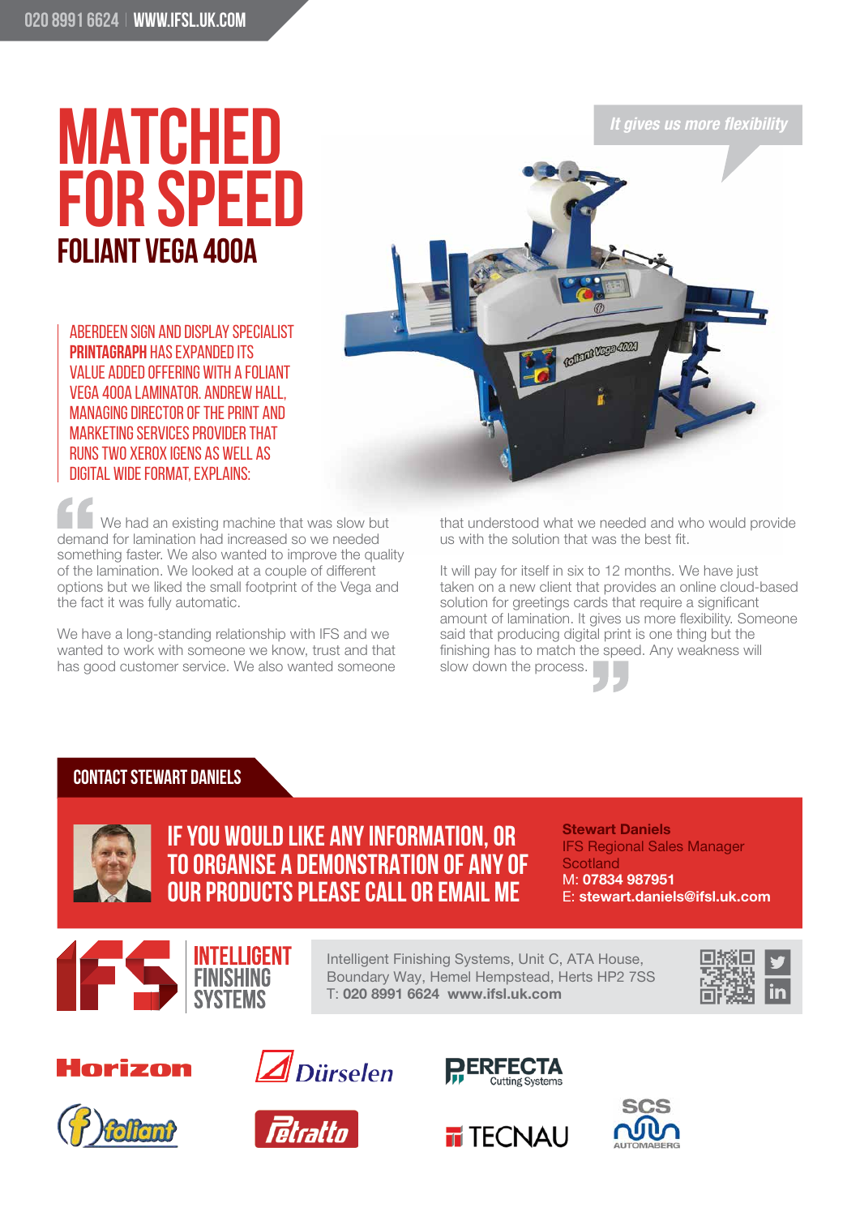# MATCHED FOR SPEED

## FOLIANT VEGA 400A

*It gives us more flexibility*

ABERDEEN SIGN AND DISPLAY SPECIALIST **PRINTAGRAPH** HAS EXPANDED ITS VALUE ADDED OFFERING WITH A FOLIANT VEGA 400A LAMINATOR. ANDREW HALL, MANAGING DIRECTOR OF THE PRINT AND MARKETING SERVICES PROVIDER THAT RUNS TWO XEROX IGENS AS WELL AS DIGITAL WIDE FORMAT, EXPLAINS:

"We had an existing machine that was slow but demand for lamination had increased so we needed something faster. We also wanted to improve the quality of the lamination. We looked at a couple of different options but we liked the small footprint of the Vega and the fact it was fully automatic.

We have a long-standing relationship with IFS and we wanted to work with someone we know, trust and that has good customer service. We also wanted someone that understood what we needed and who would provide us with the solution that was the best fit.

It will pay for itself in six to 12 months. We have just taken on a new client that provides an online cloud-based solution for greetings cards that require a significant amount of lamination. It gives us more flexibility. Someone said that producing digital print is one thing but the finishing has to match the speed. Any weakness will slow down the process."

## CONTACT STEWART DANIELS

IF YOU WOULD LIKE ANY INFORMATION, OR TO ORGANISE A DEMONSTRATION OF ANY OF OUR PRODUCTS PLEASE CALL OR EMAIL ME

**Stewart Daniels**
IFS Regional Sales Manager
Scotland
M: **07834 987951**
E: **stewart.daniels@ifsl.uk.com**

INTELLIGENT FINISHING SYSTEMS

Intelligent Finishing Systems, Unit C, ATA House, Boundary Way, Hemel Hempstead, Herts HP2 7SS
T: **020 8991 6624** **www.ifsl.uk.com**

Horizon · Dürselen · PERFECTA Cutting Systems · foliant · Petratto · TECNAU · SCS AUTOMABERG